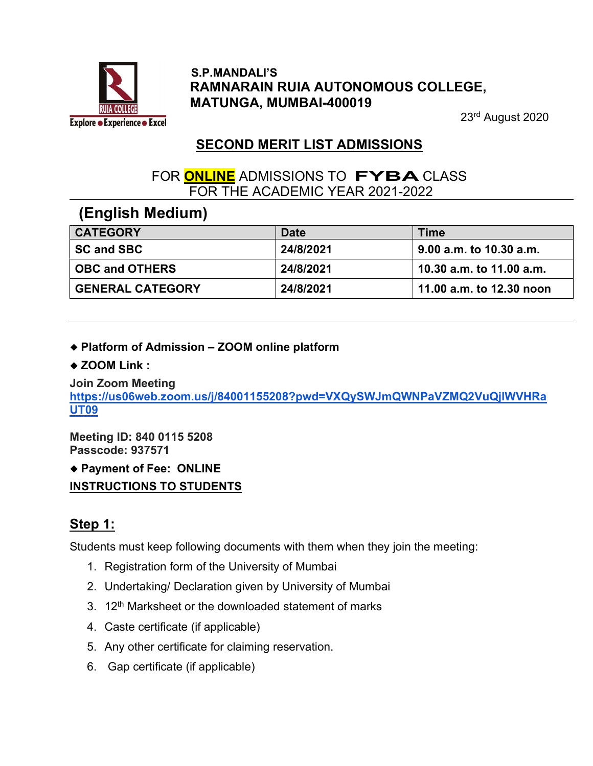S.P.MANDALI'S
**RAMNARAIN RUIA AUTONOMOUS COLLEGE, MATUNGA, MUMBAI-400019**

23rd August 2020

## SECOND MERIT LIST ADMISSIONS

FOR **ONLINE** ADMISSIONS TO **FYBA** CLASS
FOR THE ACADEMIC YEAR 2021-2022

### (English Medium)

| CATEGORY | Date | Time |
|---|---|---|
| **SC and SBC** | **24/8/2021** | **9.00 a.m. to 10.30 a.m.** |
| **OBC and OTHERS** | **24/8/2021** | **10.30 a.m. to 11.00 a.m.** |
| **GENERAL CATEGORY** | **24/8/2021** | **11.00 a.m. to 12.30 noon** |

- **Platform of Admission – ZOOM online platform**
- **ZOOM Link :**

**Join Zoom Meeting**
**https://us06web.zoom.us/j/84001155208?pwd=VXQySWJmQWNPaVZMQ2VuQjlWVHRaUT09**

**Meeting ID: 840 0115 5208**
**Passcode: 937571**

- **Payment of Fee: ONLINE**

**INSTRUCTIONS TO STUDENTS**

## Step 1:

Students must keep following documents with them when they join the meeting:

1. Registration form of the University of Mumbai
2. Undertaking/ Declaration given by University of Mumbai
3. 12th Marksheet or the downloaded statement of marks
4. Caste certificate (if applicable)
5. Any other certificate for claiming reservation.
6. Gap certificate (if applicable)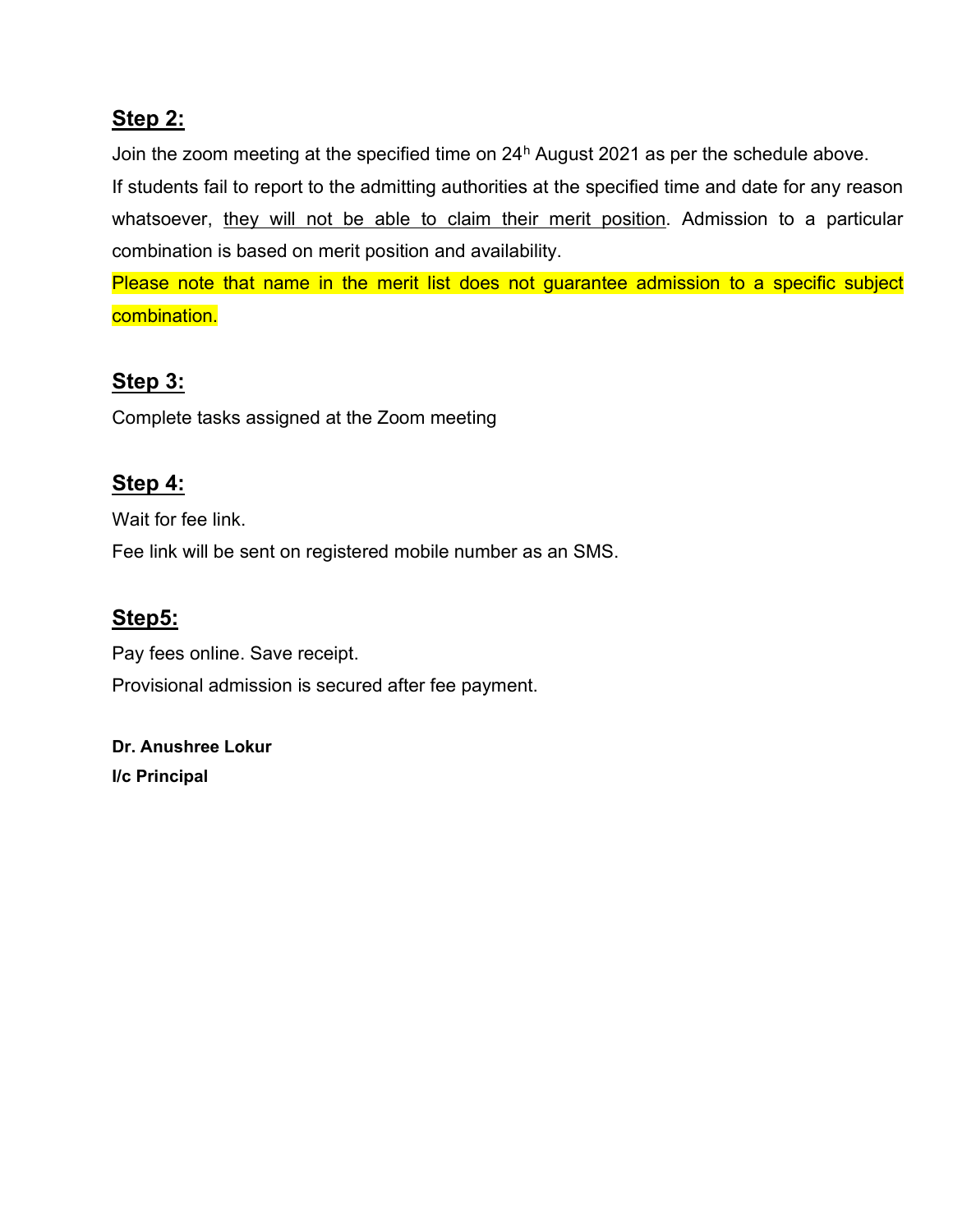## Step 2:

Join the zoom meeting at the specified time on 24[h] August 2021 as per the schedule above.

If students fail to report to the admitting authorities at the specified time and date for any reason whatsoever, they will not be able to claim their merit position. Admission to a particular combination is based on merit position and availability.

Please note that name in the merit list does not guarantee admission to a specific subject combination.

## Step 3:

Complete tasks assigned at the Zoom meeting

## Step 4:

Wait for fee link.

Fee link will be sent on registered mobile number as an SMS.

## Step5:

Pay fees online. Save receipt.

Provisional admission is secured after fee payment.

**Dr. Anushree Lokur**

**I/c Principal**